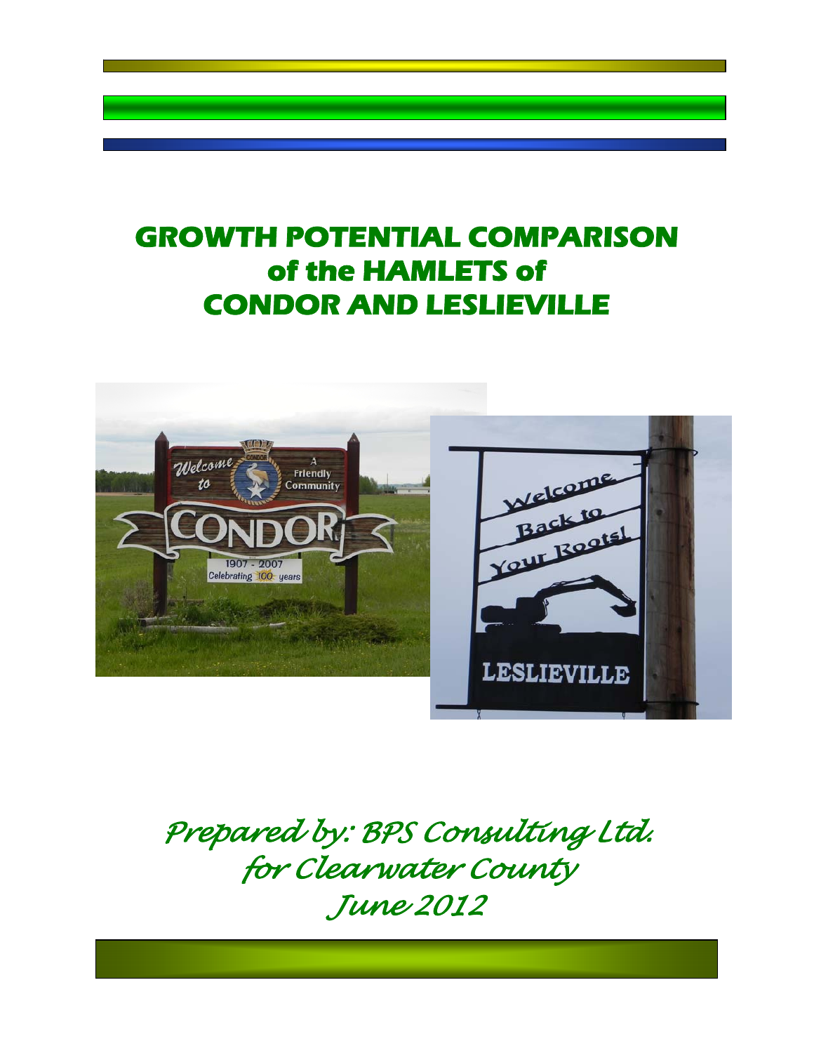# GROWTH POTENTIAL COMPARISON of the HAMLETS of CONDOR AND LESLIEVILLE

*Prepared by: BPS Consulting Ltd.*
*for Clearwater County*
*June 2012*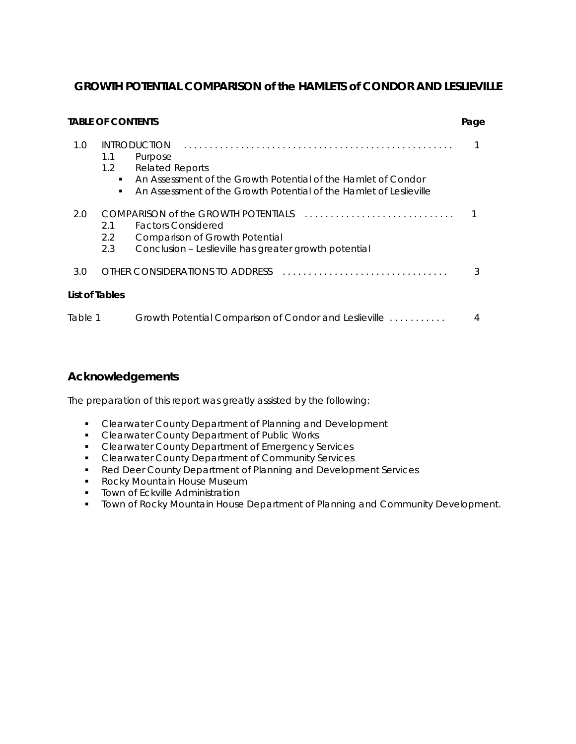# GROWTH POTENTIAL COMPARISON of the HAMLETS of CONDOR AND LESLIEVILLE

**TABLE OF CONTENTS** **Page**

| | | Page |
|---|---|---|
| 1.0 | INTRODUCTION | 1 |
| | 1.1 Purpose | |
| | 1.2 Related Reports | |
| | ▪ An Assessment of the Growth Potential of the Hamlet of Condor | |
| | ▪ An Assessment of the Growth Potential of the Hamlet of Leslieville | |
| 2.0 | COMPARISON of the GROWTH POTENTIALS | 1 |
| | 2.1 Factors Considered | |
| | 2.2 Comparison of Growth Potential | |
| | 2.3 Conclusion – Leslieville has greater growth potential | |
| 3.0 | OTHER CONSIDERATIONS TO ADDRESS | 3 |

**List of Tables**

| | | |
|---|---|---|
| Table 1 | Growth Potential Comparison of Condor and Leslieville | 4 |

## Acknowledgements

The preparation of this report was greatly assisted by the following:

- Clearwater County Department of Planning and Development
- Clearwater County Department of Public Works
- Clearwater County Department of Emergency Services
- Clearwater County Department of Community Services
- Red Deer County Department of Planning and Development Services
- Rocky Mountain House Museum
- Town of Eckville Administration
- Town of Rocky Mountain House Department of Planning and Community Development.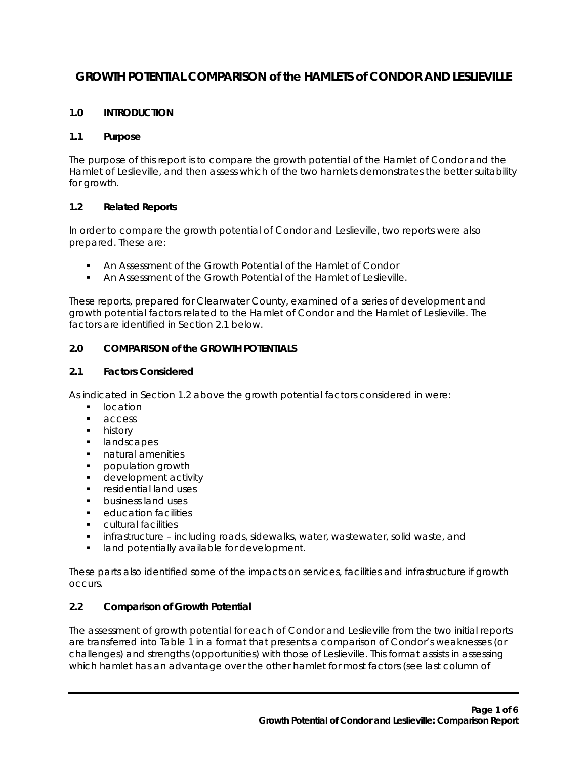# GROWTH POTENTIAL COMPARISON of the HAMLETS of CONDOR AND LESLIEVILLE

## 1.0 INTRODUCTION

### 1.1 Purpose

The purpose of this report is to compare the growth potential of the Hamlet of Condor and the Hamlet of Leslieville, and then assess which of the two hamlets demonstrates the better suitability for growth.

### 1.2 Related Reports

In order to compare the growth potential of Condor and Leslieville, two reports were also prepared. These are:

- An Assessment of the Growth Potential of the Hamlet of Condor
- An Assessment of the Growth Potential of the Hamlet of Leslieville.

These reports, prepared for Clearwater County, examined of a series of development and growth potential factors related to the Hamlet of Condor and the Hamlet of Leslieville. The factors are identified in Section 2.1 below.

## 2.0 COMPARISON of the GROWTH POTENTIALS

### 2.1 Factors Considered

As indicated in Section 1.2 above the growth potential factors considered in were:

- location
- access
- history
- landscapes
- natural amenities
- population growth
- development activity
- residential land uses
- business land uses
- education facilities
- cultural facilities
- infrastructure – including roads, sidewalks, water, wastewater, solid waste, and
- land potentially available for development.

These parts also identified some of the impacts on services, facilities and infrastructure if growth occurs.

### 2.2 Comparison of Growth Potential

The assessment of growth potential for each of Condor and Leslieville from the two initial reports are transferred into Table 1 in a format that presents a comparison of Condor's weaknesses (or challenges) and strengths (opportunities) with those of Leslieville. This format assists in assessing which hamlet has an advantage over the other hamlet for most factors (see last column of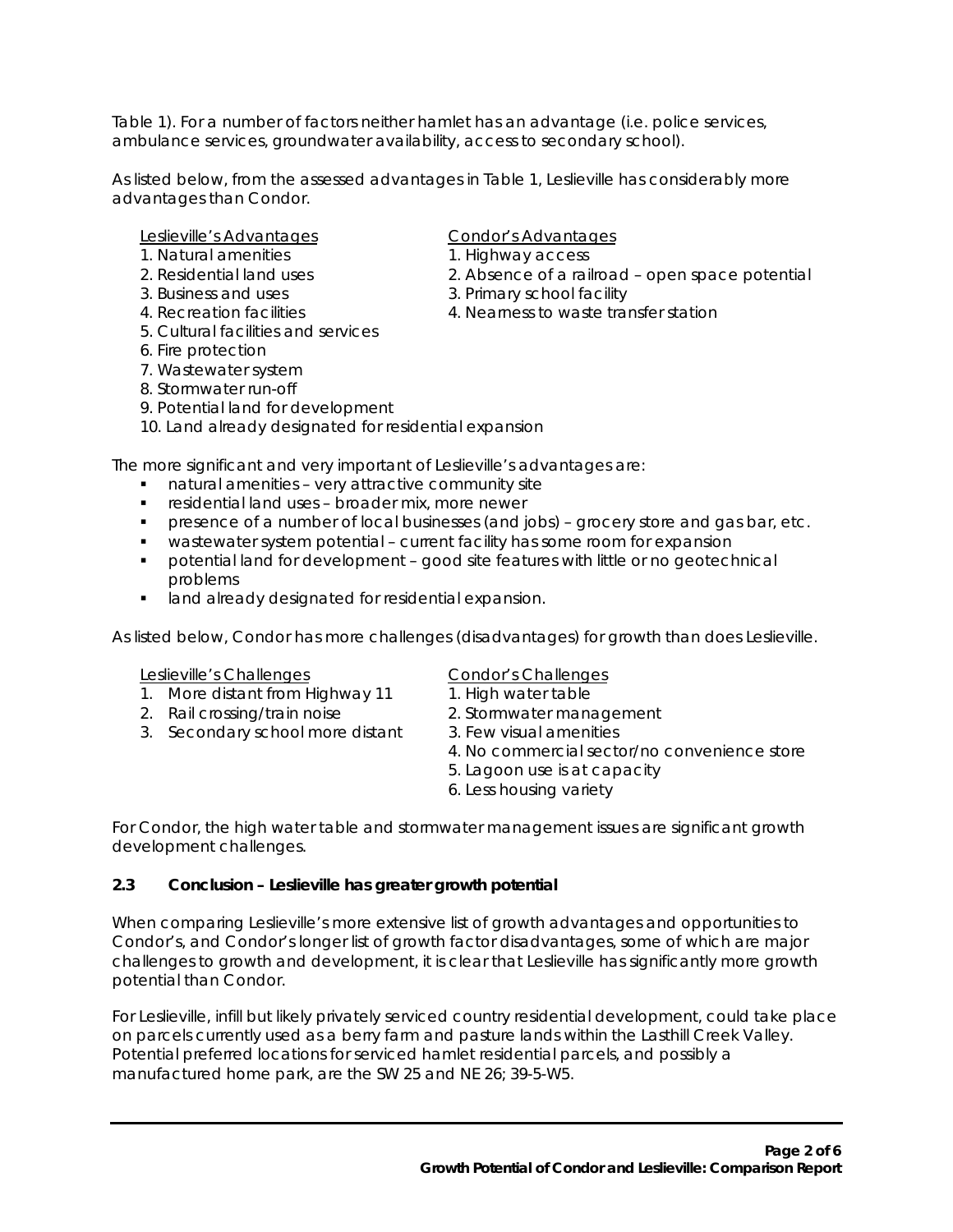Table 1). For a number of factors neither hamlet has an advantage (i.e. police services, ambulance services, groundwater availability, access to secondary school).

As listed below, from the assessed advantages in Table 1, Leslieville has considerably more advantages than Condor.

<u>Leslieville's Advantages</u>
1. Natural amenities
2. Residential land uses
3. Business and uses
4. Recreation facilities
5. Cultural facilities and services
6. Fire protection
7. Wastewater system
8. Stormwater run-off
9. Potential land for development
10. Land already designated for residential expansion

<u>Condor's Advantages</u>
1. Highway access
2. Absence of a railroad – open space potential
3. Primary school facility
4. Nearness to waste transfer station

The more significant and very important of Leslieville's advantages are:

- natural amenities – very attractive community site
- residential land uses – broader mix, more newer
- presence of a number of local businesses (and jobs) – grocery store and gas bar, etc.
- wastewater system potential – current facility has some room for expansion
- potential land for development – good site features with little or no geotechnical problems
- land already designated for residential expansion.

As listed below, Condor has more challenges (disadvantages) for growth than does Leslieville.

<u>Leslieville's Challenges</u>
1. More distant from Highway 11
2. Rail crossing/train noise
3. Secondary school more distant

<u>Condor's Challenges</u>
1. High water table
2. Stormwater management
3. Few visual amenities
4. No commercial sector/no convenience store
5. Lagoon use is at capacity
6. Less housing variety

For Condor, the high water table and stormwater management issues are significant growth development challenges.

### 2.3 Conclusion – Leslieville has greater growth potential

When comparing Leslieville's more extensive list of growth advantages and opportunities to Condor's, and Condor's longer list of growth factor disadvantages, some of which are major challenges to growth and development, it is clear that Leslieville has significantly more growth potential than Condor.

For Leslieville, infill but likely privately serviced country residential development, could take place on parcels currently used as a berry farm and pasture lands within the Lasthill Creek Valley. Potential preferred locations for serviced hamlet residential parcels, and possibly a manufactured home park, are the SW 25 and NE 26; 39-5-W5.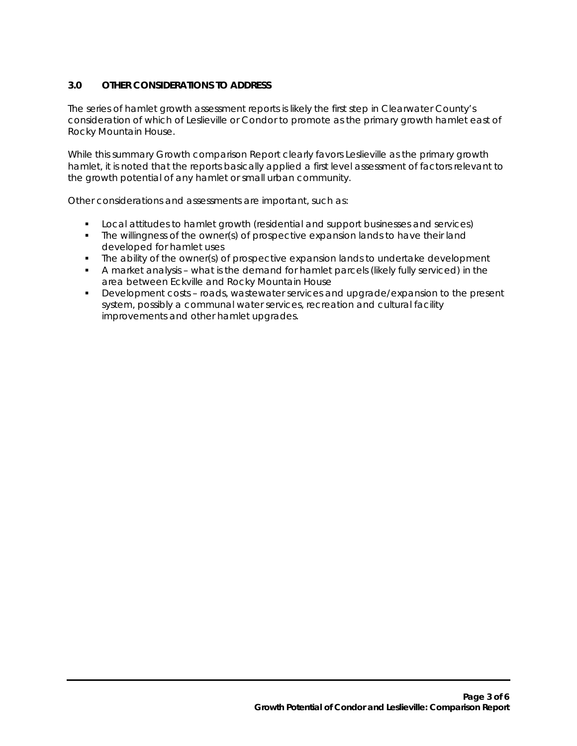## 3.0 OTHER CONSIDERATIONS TO ADDRESS

The series of hamlet growth assessment reports is likely the first step in Clearwater County's consideration of which of Leslieville or Condor to promote as the primary growth hamlet east of Rocky Mountain House.

While this summary Growth comparison Report clearly favors Leslieville as the primary growth hamlet, it is noted that the reports basically applied a first level assessment of factors relevant to the growth potential of any hamlet or small urban community.

Other considerations and assessments are important, such as:

- Local attitudes to hamlet growth (residential and support businesses and services)
- The willingness of the owner(s) of prospective expansion lands to have their land developed for hamlet uses
- The ability of the owner(s) of prospective expansion lands to undertake development
- A market analysis – what is the demand for hamlet parcels (likely fully serviced) in the area between Eckville and Rocky Mountain House
- Development costs – roads, wastewater services and upgrade/expansion to the present system, possibly a communal water services, recreation and cultural facility improvements and other hamlet upgrades.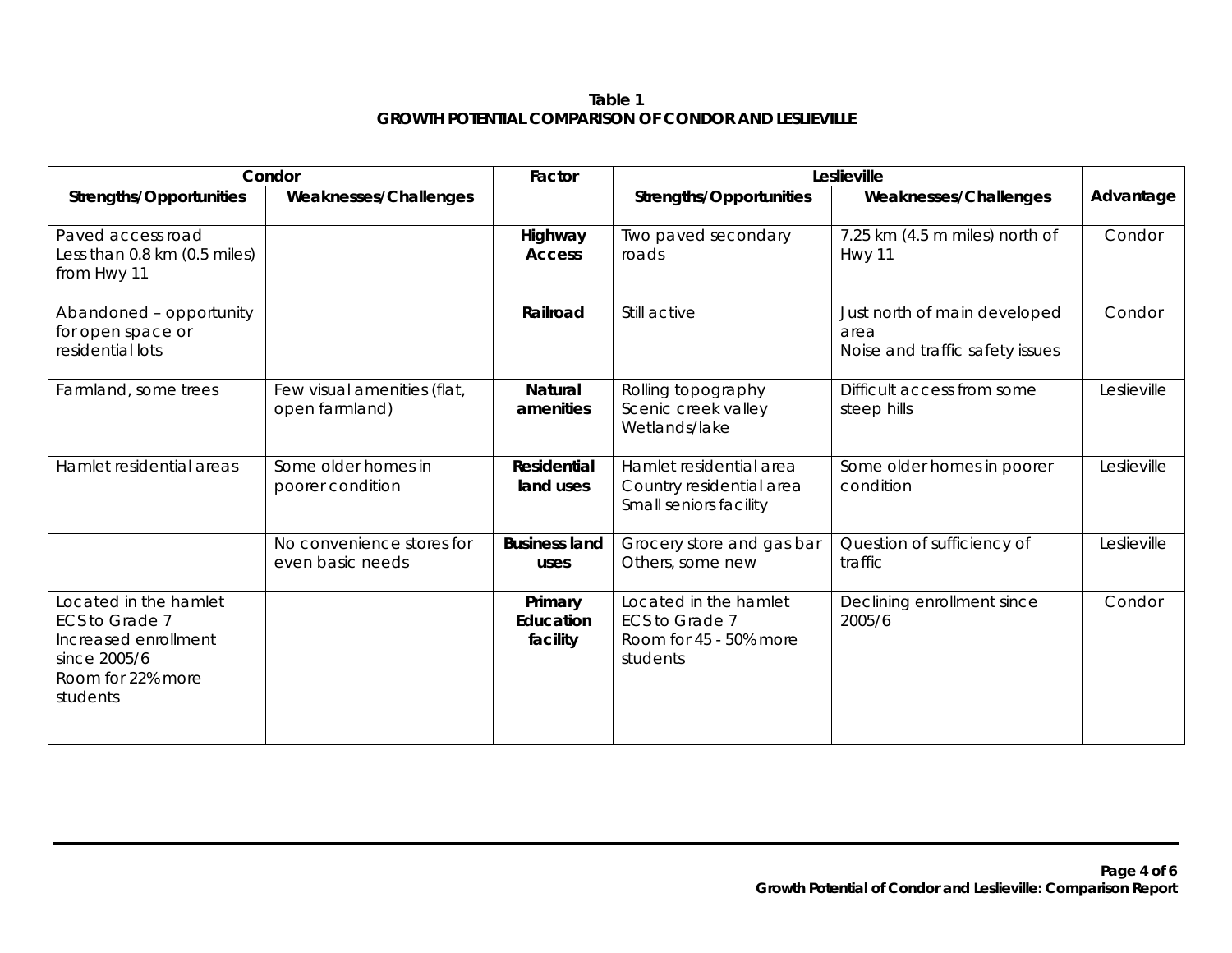**Table 1**
**GROWTH POTENTIAL COMPARISON OF CONDOR AND LESLIEVILLE**

| Condor | | Factor | Leslieville | | Advantage |
|---|---|---|---|---|---|
| **Strengths/Opportunities** | **Weaknesses/Challenges** | | **Strengths/Opportunities** | **Weaknesses/Challenges** | |
| Paved access road<br>Less than 0.8 km (0.5 miles) from Hwy 11 | | **Highway Access** | Two paved secondary roads | 7.25 km (4.5 m miles) north of Hwy 11 | Condor |
| Abandoned – opportunity for open space or residential lots | | **Railroad** | Still active | Just north of main developed area<br>Noise and traffic safety issues | Condor |
| Farmland, some trees | Few visual amenities (flat, open farmland) | **Natural amenities** | Rolling topography<br>Scenic creek valley<br>Wetlands/lake | Difficult access from some steep hills | Leslieville |
| Hamlet residential areas | Some older homes in poorer condition | **Residential land uses** | Hamlet residential area<br>Country residential area<br>Small seniors facility | Some older homes in poorer condition | Leslieville |
| | No convenience stores for even basic needs | **Business land uses** | Grocery store and gas bar<br>Others, some new | Question of sufficiency of traffic | Leslieville |
| Located in the hamlet<br>ECS to Grade 7<br>Increased enrollment since 2005/6<br>Room for 22% more students | | **Primary Education facility** | Located in the hamlet<br>ECS to Grade 7<br>Room for 45 - 50% more students | Declining enrollment since 2005/6 | Condor |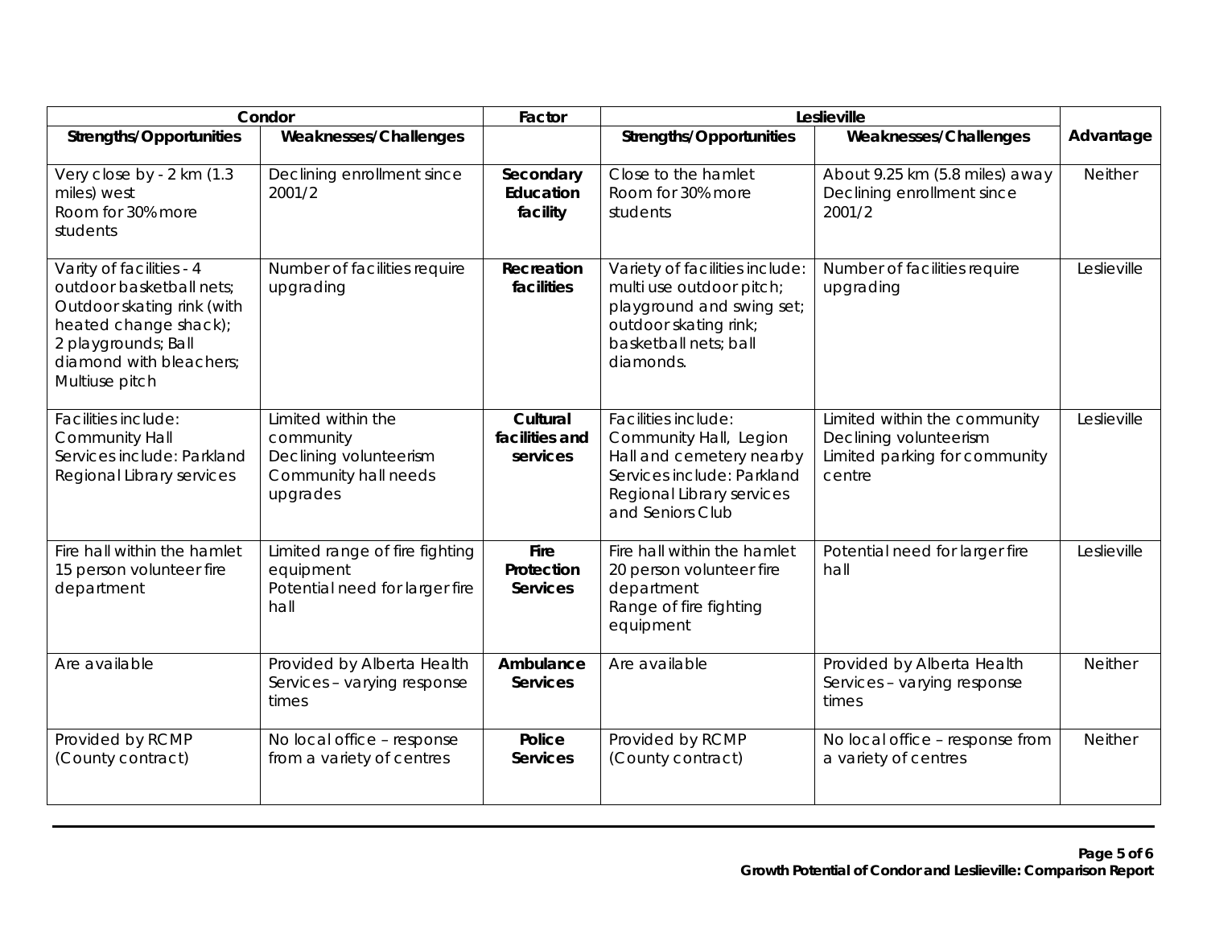| Condor | | Factor | Leslieville | | |
|---|---|---|---|---|---|
| **Strengths/Opportunities** | **Weaknesses/Challenges** | | **Strengths/Opportunities** | **Weaknesses/Challenges** | **Advantage** |
| Very close by - 2 km (1.3 miles) west<br>Room for 30% more students | Declining enrollment since 2001/2 | **Secondary Education facility** | Close to the hamlet<br>Room for 30% more students | About 9.25 km (5.8 miles) away<br>Declining enrollment since 2001/2 | Neither |
| Varity of facilities - 4 outdoor basketball nets; Outdoor skating rink (with heated change shack); 2 playgrounds; Ball diamond with bleachers; Multiuse pitch | Number of facilities require upgrading | **Recreation facilities** | Variety of facilities include: multi use outdoor pitch; playground and swing set; outdoor skating rink; basketball nets; ball diamonds. | Number of facilities require upgrading | Leslieville |
| Facilities include: Community Hall<br>Services include: Parkland Regional Library services | Limited within the community<br>Declining volunteerism<br>Community hall needs upgrades | **Cultural facilities and services** | Facilities include: Community Hall, Legion Hall and cemetery nearby<br>Services include: Parkland Regional Library services and Seniors Club | Limited within the community<br>Declining volunteerism<br>Limited parking for community centre | Leslieville |
| Fire hall within the hamlet<br>15 person volunteer fire department | Limited range of fire fighting equipment<br>Potential need for larger fire hall | **Fire Protection Services** | Fire hall within the hamlet<br>20 person volunteer fire department<br>Range of fire fighting equipment | Potential need for larger fire hall | Leslieville |
| Are available | Provided by Alberta Health Services – varying response times | **Ambulance Services** | Are available | Provided by Alberta Health Services – varying response times | Neither |
| Provided by RCMP (County contract) | No local office – response from a variety of centres | **Police Services** | Provided by RCMP (County contract) | No local office – response from a variety of centres | Neither |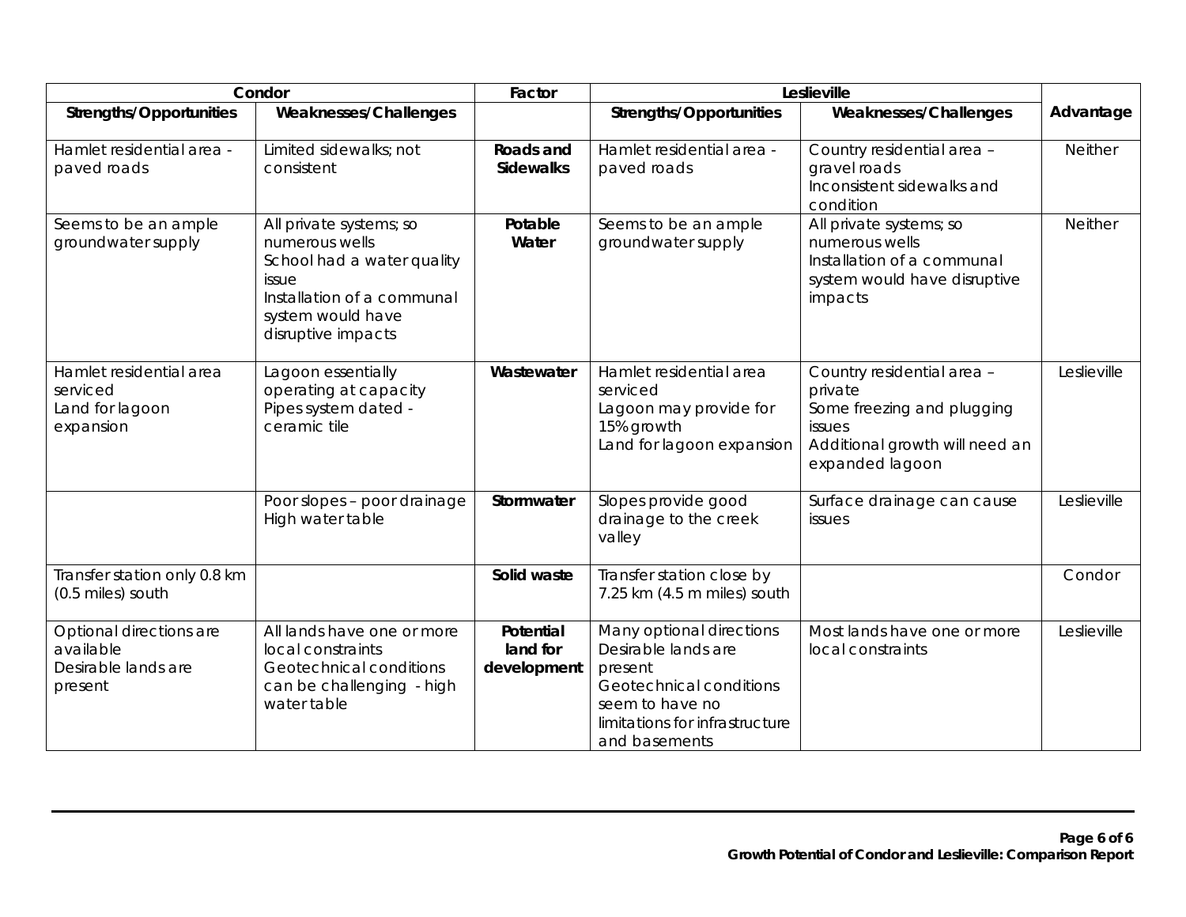| Condor | | Factor | Leslieville | | |
|---|---|---|---|---|---|
| **Strengths/Opportunities** | **Weaknesses/Challenges** | | **Strengths/Opportunities** | **Weaknesses/Challenges** | **Advantage** |
| Hamlet residential area - paved roads | Limited sidewalks; not consistent | **Roads and Sidewalks** | Hamlet residential area - paved roads | Country residential area – gravel roads<br>Inconsistent sidewalks and condition | Neither |
| Seems to be an ample groundwater supply | All private systems; so numerous wells<br>School had a water quality issue<br>Installation of a communal system would have disruptive impacts | **Potable Water** | Seems to be an ample groundwater supply | All private systems; so numerous wells<br>Installation of a communal system would have disruptive impacts | Neither |
| Hamlet residential area serviced<br>Land for lagoon expansion | Lagoon essentially operating at capacity<br>Pipes system dated - ceramic tile | **Wastewater** | Hamlet residential area serviced<br>Lagoon may provide for 15% growth<br>Land for lagoon expansion | Country residential area – private<br>Some freezing and plugging issues<br>Additional growth will need an expanded lagoon | Leslieville |
| | Poor slopes – poor drainage<br>High water table | **Stormwater** | Slopes provide good drainage to the creek valley | Surface drainage can cause issues | Leslieville |
| Transfer station only 0.8 km (0.5 miles) south | | **Solid waste** | Transfer station close by 7.25 km (4.5 m miles) south | | Condor |
| Optional directions are available<br>Desirable lands are present | All lands have one or more local constraints<br>Geotechnical conditions can be challenging - high water table | **Potential land for development** | Many optional directions<br>Desirable lands are present<br>Geotechnical conditions seem to have no limitations for infrastructure and basements | Most lands have one or more local constraints | Leslieville |